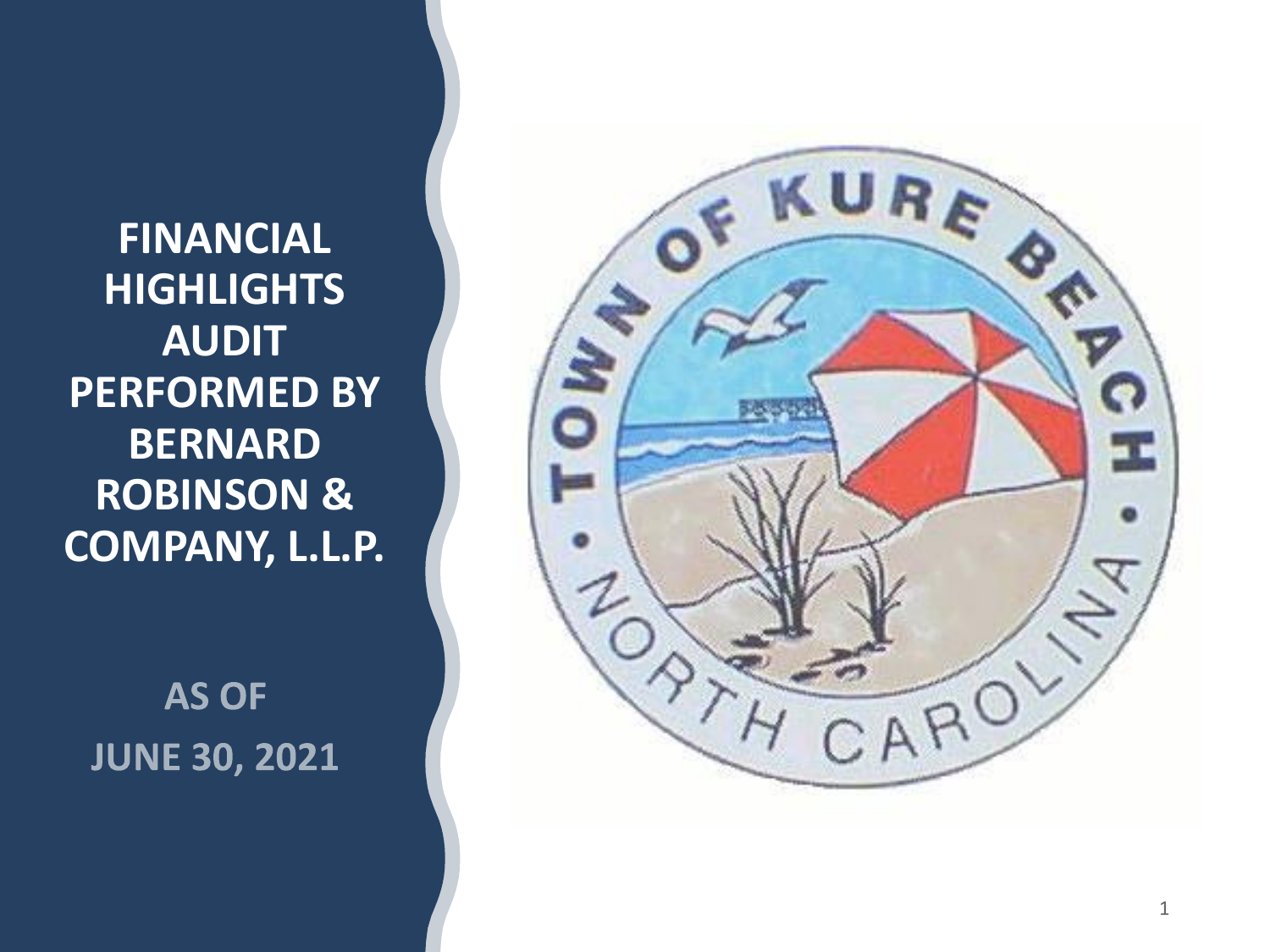# FINANCIAL HIGHLIGHTS AUDIT PERFORMED BY BERNARD ROBINSON & COMPANY, L.L.P.

## AS OF JUNE 30, 2021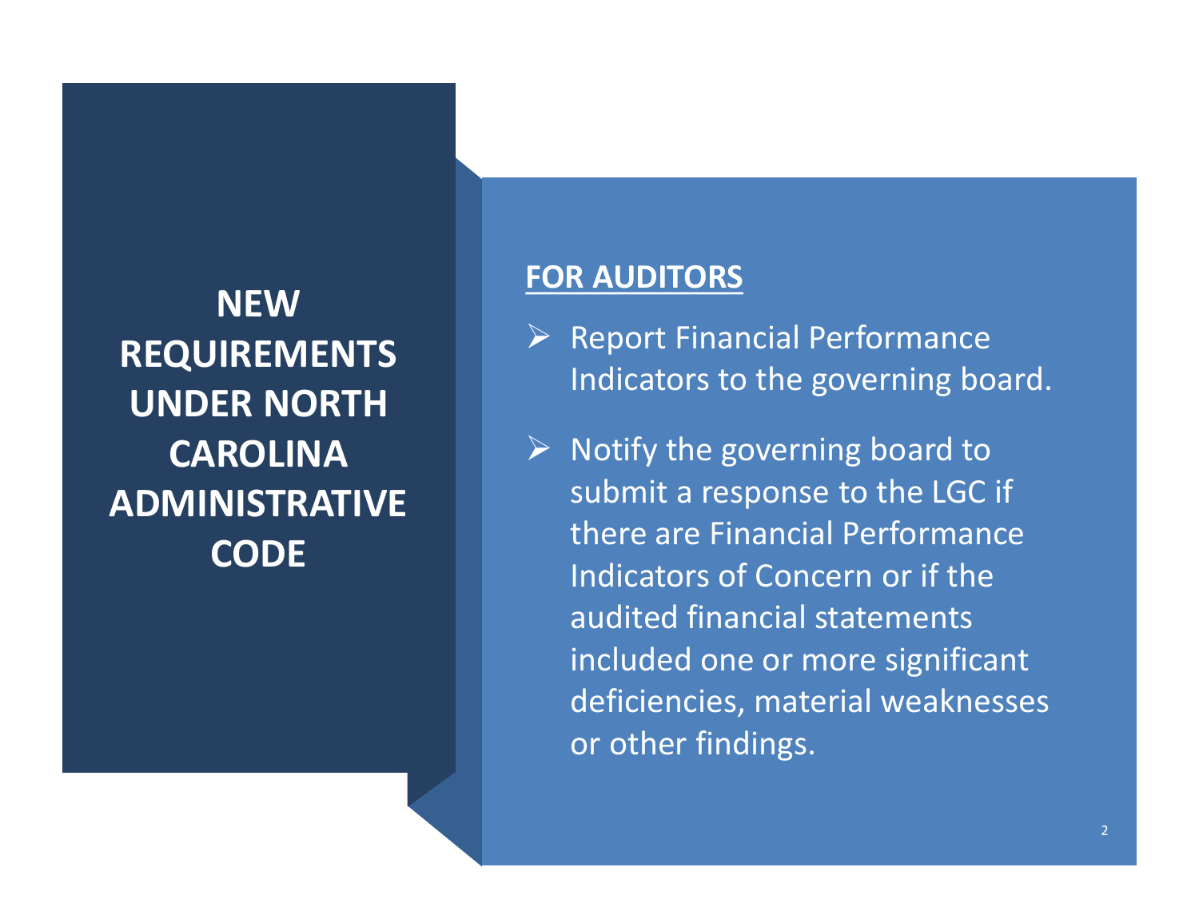# NEW REQUIREMENTS UNDER NORTH CAROLINA ADMINISTRATIVE CODE

**FOR AUDITORS**

- Report Financial Performance Indicators to the governing board.
- Notify the governing board to submit a response to the LGC if there are Financial Performance Indicators of Concern or if the audited financial statements included one or more significant deficiencies, material weaknesses or other findings.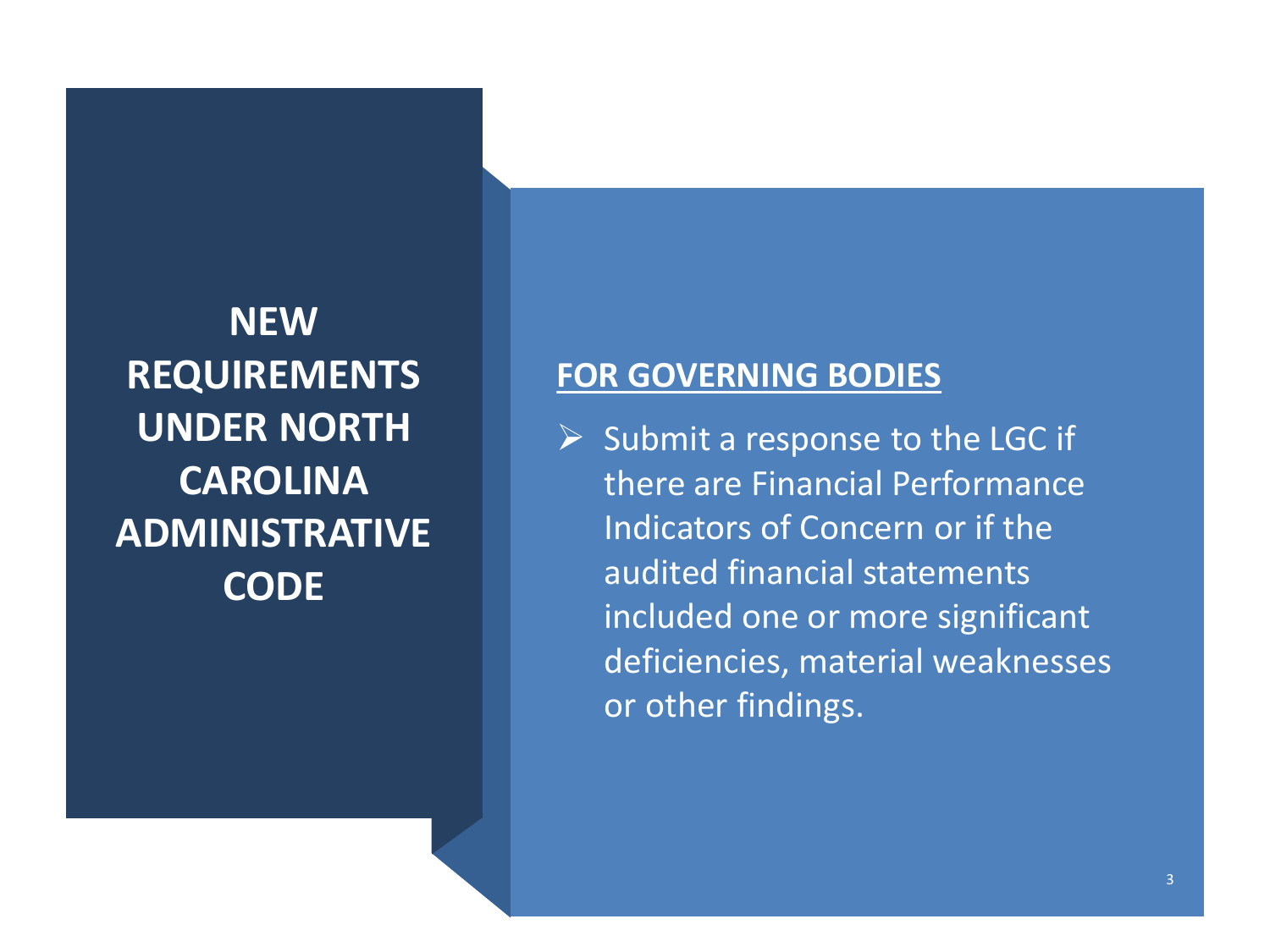# NEW REQUIREMENTS UNDER NORTH CAROLINA ADMINISTRATIVE CODE

## FOR GOVERNING BODIES

- Submit a response to the LGC if there are Financial Performance Indicators of Concern or if the audited financial statements included one or more significant deficiencies, material weaknesses or other findings.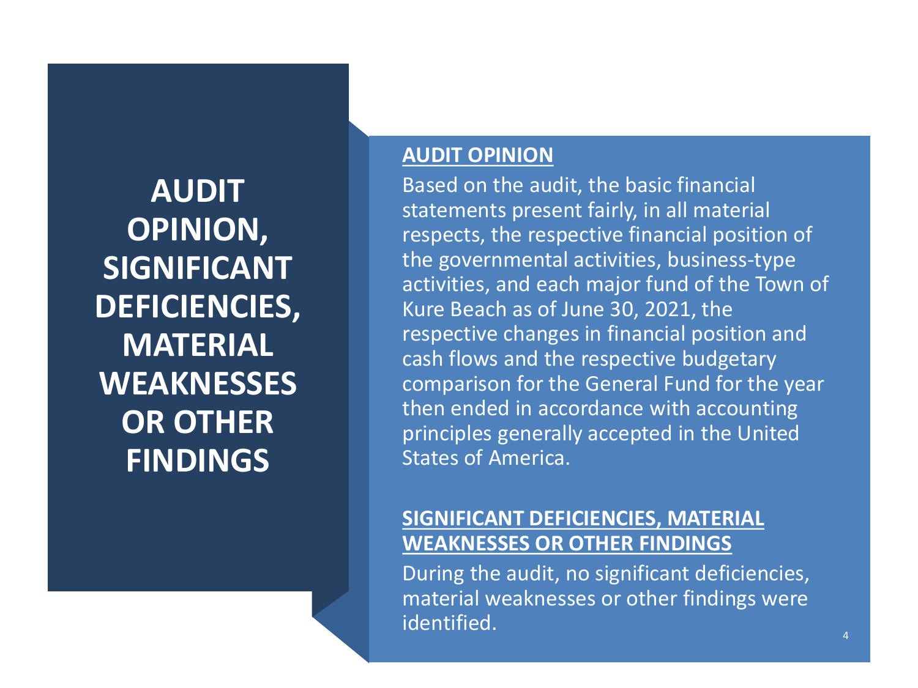# AUDIT OPINION, SIGNIFICANT DEFICIENCIES, MATERIAL WEAKNESSES OR OTHER FINDINGS

## AUDIT OPINION

Based on the audit, the basic financial statements present fairly, in all material respects, the respective financial position of the governmental activities, business-type activities, and each major fund of the Town of Kure Beach as of June 30, 2021, the respective changes in financial position and cash flows and the respective budgetary comparison for the General Fund for the year then ended in accordance with accounting principles generally accepted in the United States of America.

## SIGNIFICANT DEFICIENCIES, MATERIAL WEAKNESSES OR OTHER FINDINGS

During the audit, no significant deficiencies, material weaknesses or other findings were identified.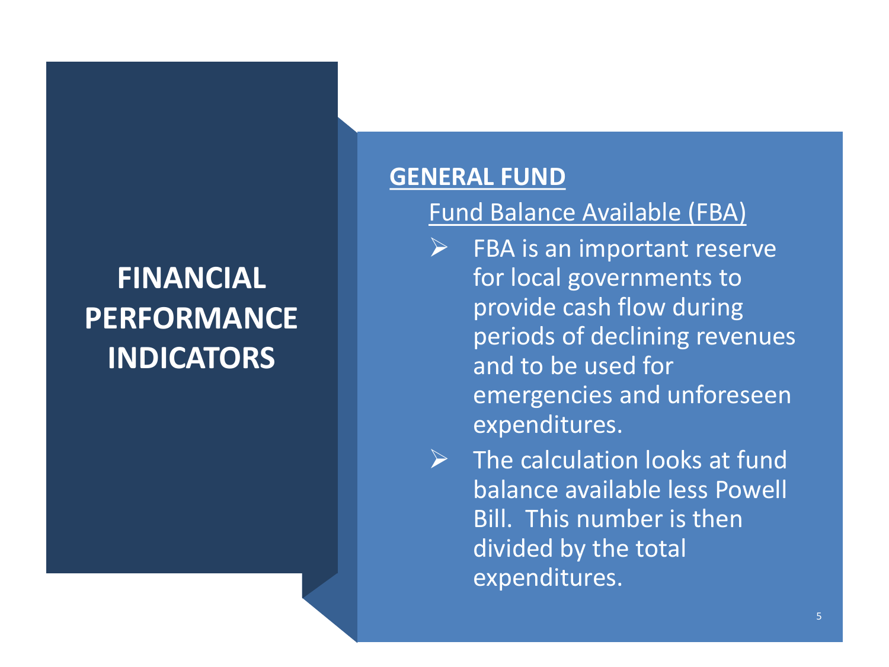# FINANCIAL PERFORMANCE INDICATORS

## GENERAL FUND

### Fund Balance Available (FBA)

- FBA is an important reserve for local governments to provide cash flow during periods of declining revenues and to be used for emergencies and unforeseen expenditures.
- The calculation looks at fund balance available less Powell Bill. This number is then divided by the total expenditures.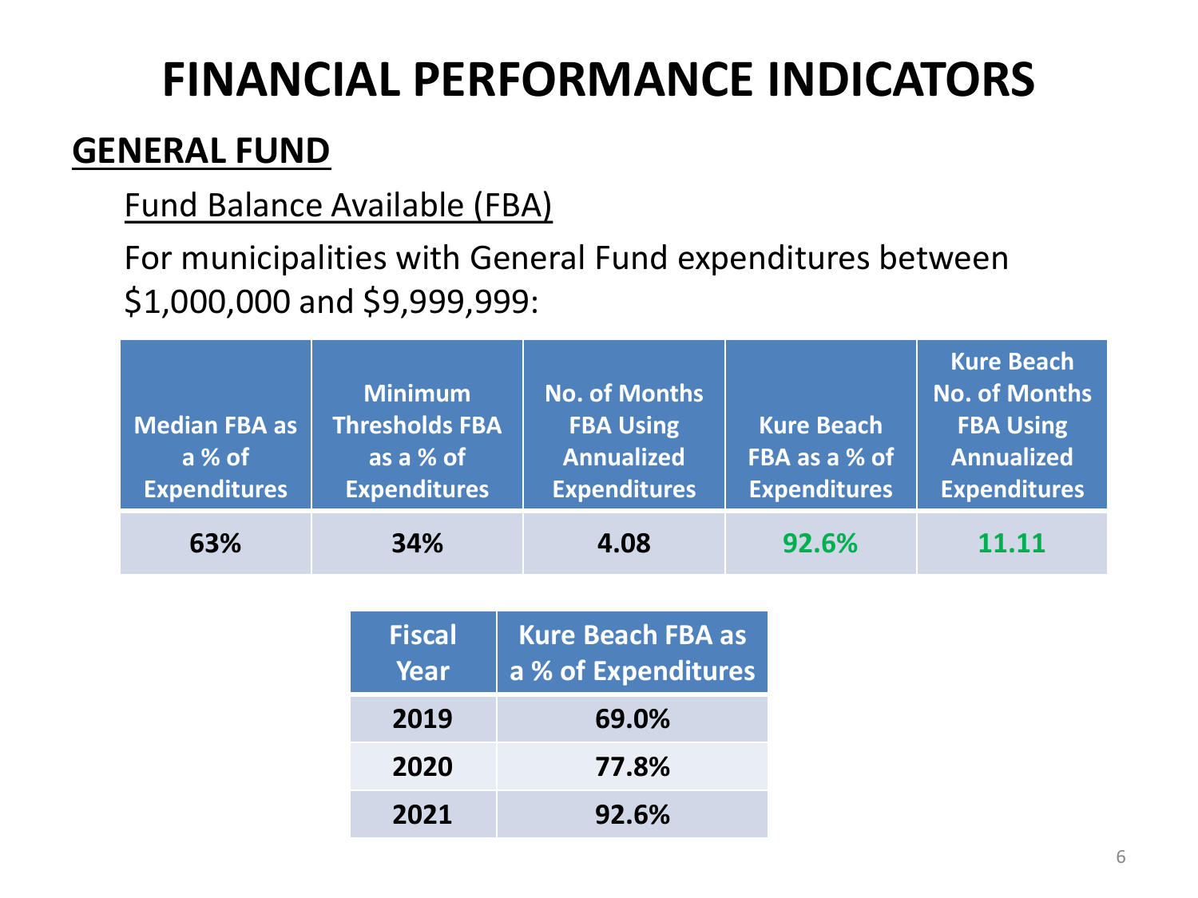# FINANCIAL PERFORMANCE INDICATORS

## GENERAL FUND

Fund Balance Available (FBA)

For municipalities with General Fund expenditures between $1,000,000 and $9,999,999:

| Median FBA as a % of Expenditures | Minimum Thresholds FBA as a % of Expenditures | No. of Months FBA Using Annualized Expenditures | Kure Beach FBA as a % of Expenditures | Kure Beach No. of Months FBA Using Annualized Expenditures |
|---|---|---|---|---|
| 63% | 34% | 4.08 | 92.6% | 11.11 |

| Fiscal Year | Kure Beach FBA as a % of Expenditures |
|---|---|
| 2019 | 69.0% |
| 2020 | 77.8% |
| 2021 | 92.6% |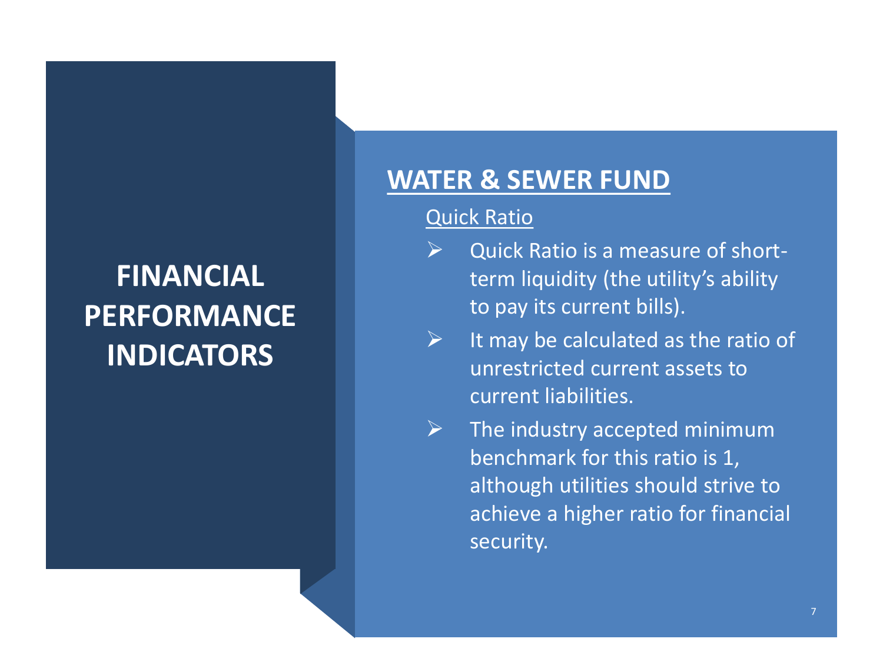# FINANCIAL PERFORMANCE INDICATORS

## WATER & SEWER FUND

### Quick Ratio

- Quick Ratio is a measure of short-term liquidity (the utility's ability to pay its current bills).
- It may be calculated as the ratio of unrestricted current assets to current liabilities.
- The industry accepted minimum benchmark for this ratio is 1, although utilities should strive to achieve a higher ratio for financial security.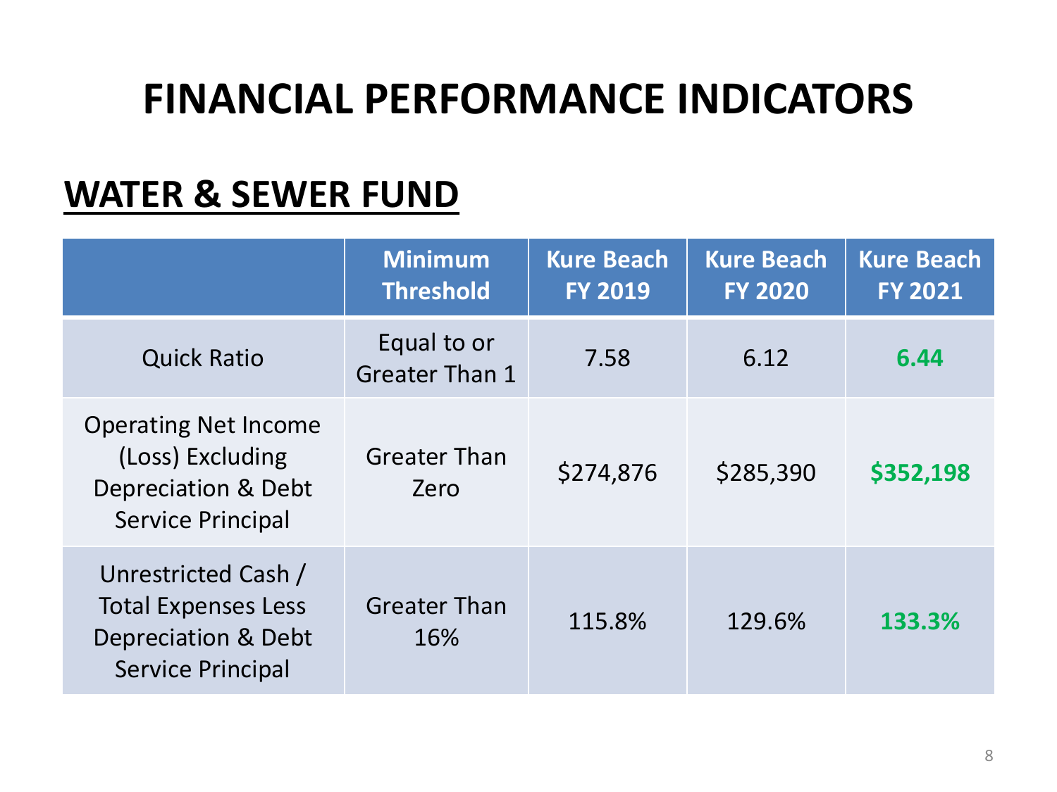# FINANCIAL PERFORMANCE INDICATORS

## WATER & SEWER FUND

| | Minimum Threshold | Kure Beach FY 2019 | Kure Beach FY 2020 | Kure Beach FY 2021 |
|---|---|---|---|---|
| Quick Ratio | Equal to or Greater Than 1 | 7.58 | 6.12 | **6.44** |
| Operating Net Income (Loss) Excluding Depreciation & Debt Service Principal | Greater Than Zero | $274,876 | $285,390 | **$352,198** |
| Unrestricted Cash / Total Expenses Less Depreciation & Debt Service Principal | Greater Than 16% | 115.8% | 129.6% | **133.3%** |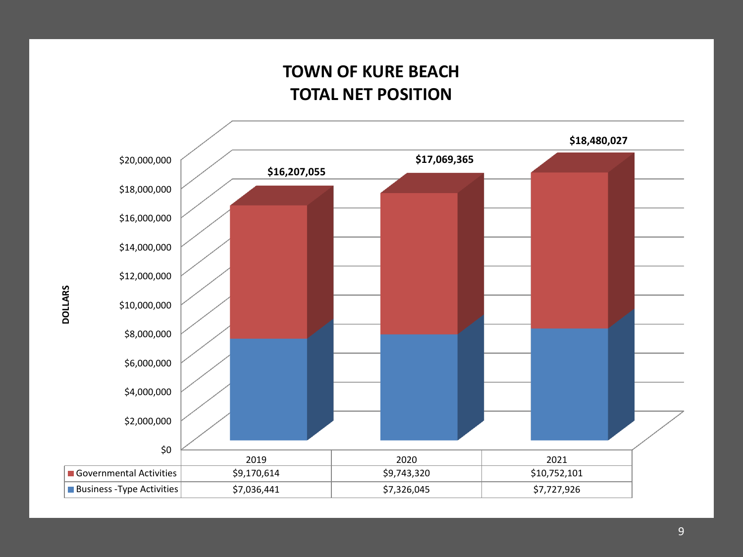# TOWN OF KURE BEACH
# TOTAL NET POSITION

| | 2019 | 2020 | 2021 |
|---|---|---|---|
| Governmental Activities | $9,170,614 | $9,743,320 | $10,752,101 |
| Business -Type Activities | $7,036,441 | $7,326,045 | $7,727,926 |
| Total | $16,207,055 | $17,069,365 | $18,480,027 |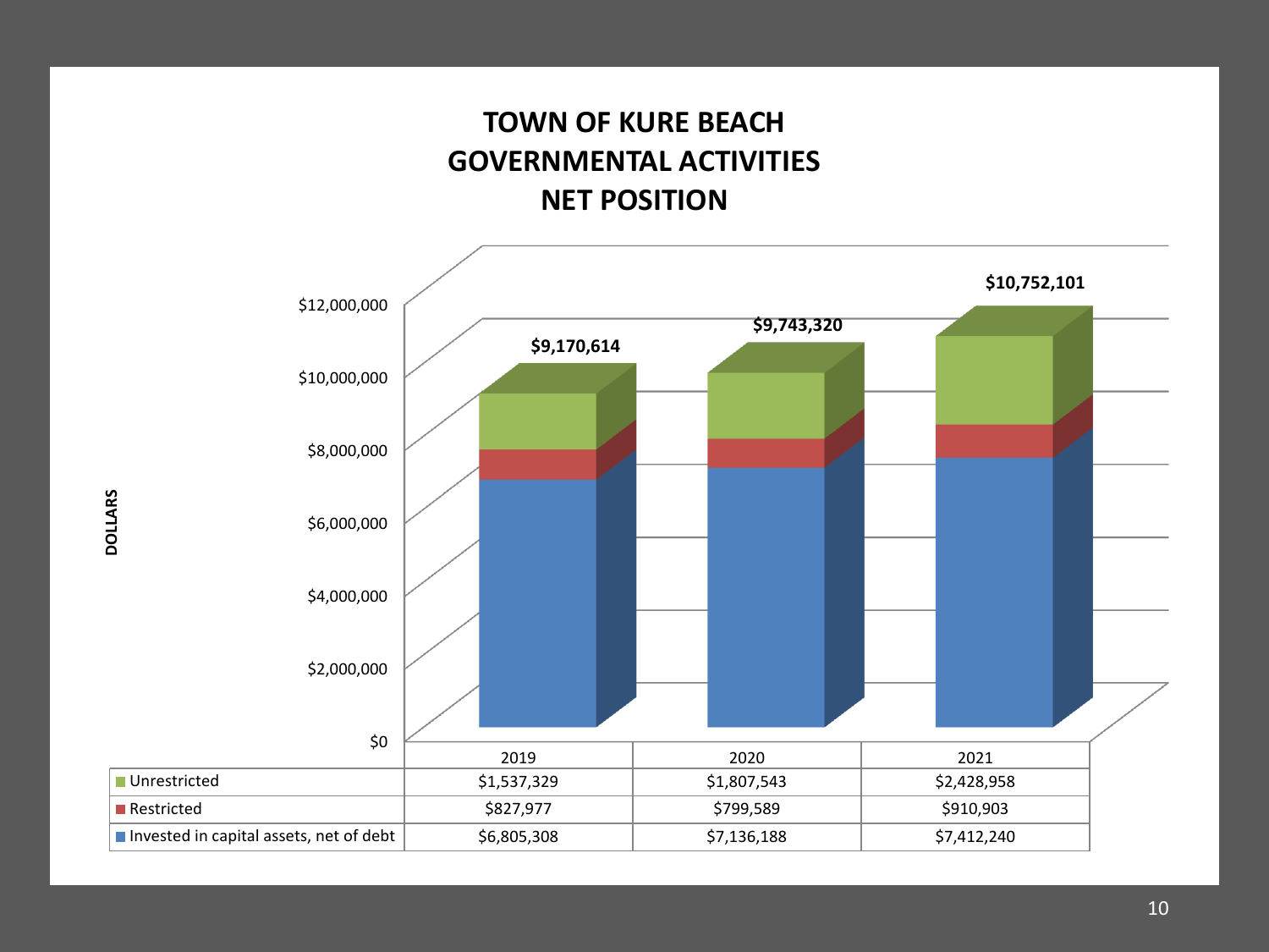# TOWN OF KURE BEACH
# GOVERNMENTAL ACTIVITIES
# NET POSITION

| | 2019 | 2020 | 2021 |
|---|---|---|---|
| Unrestricted | $1,537,329 | $1,807,543 | $2,428,958 |
| Restricted | $827,977 | $799,589 | $910,903 |
| Invested in capital assets, net of debt | $6,805,308 | $7,136,188 | $7,412,240 |
| **Total** | **$9,170,614** | **$9,743,320** | **$10,752,101** |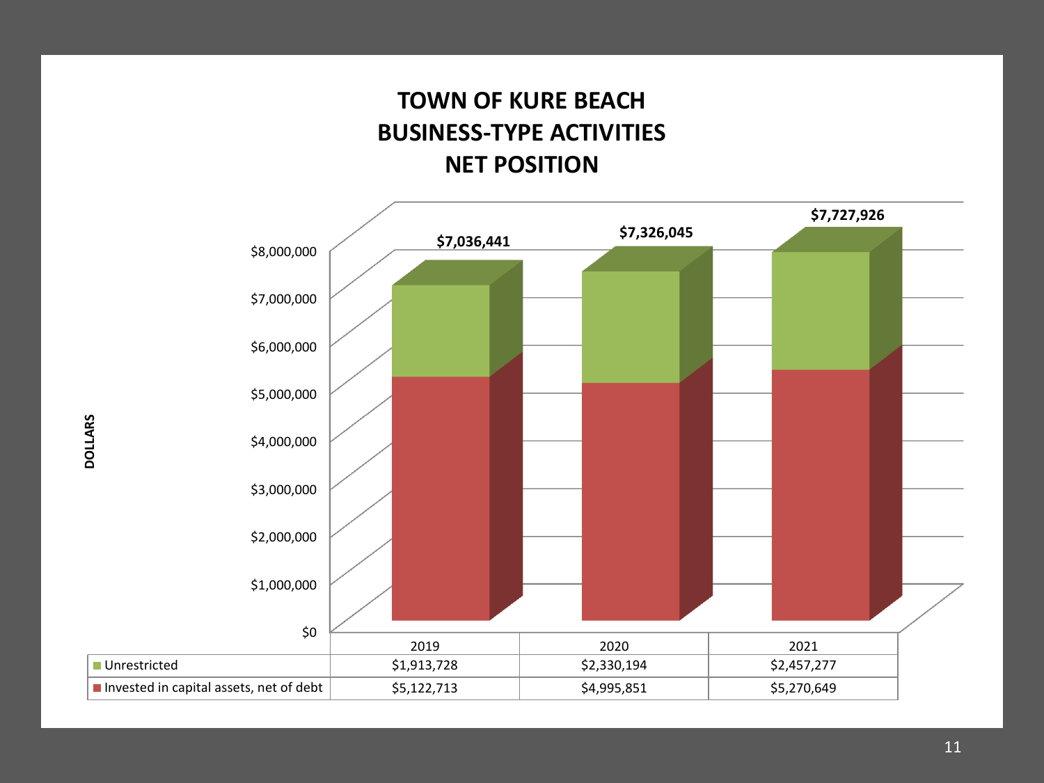# TOWN OF KURE BEACH
# BUSINESS-TYPE ACTIVITIES
# NET POSITION

| | 2019 | 2020 | 2021 |
|---|---|---|---|
| Unrestricted | $1,913,728 | $2,330,194 | $2,457,277 |
| Invested in capital assets, net of debt | $5,122,713 | $4,995,851 | $5,270,649 |
| **Total** | **$7,036,441** | **$7,326,045** | **$7,727,926** |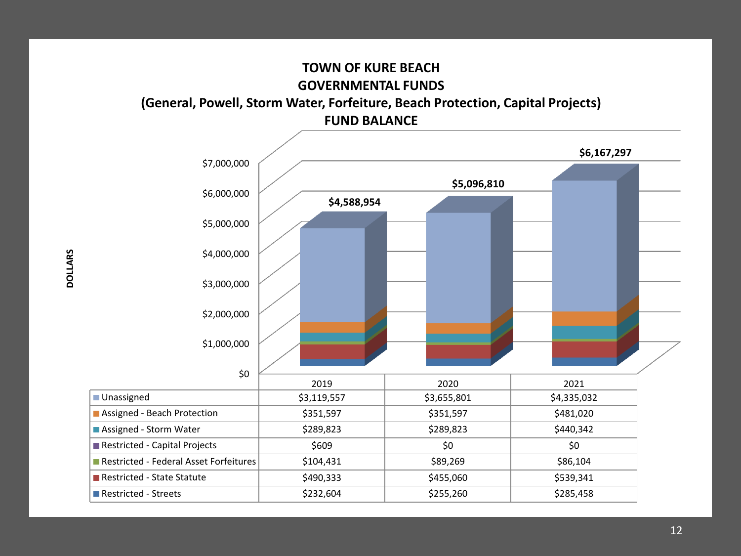# TOWN OF KURE BEACH
## GOVERNMENTAL FUNDS
### (General, Powell, Storm Water, Forfeiture, Beach Protection, Capital Projects)
### FUND BALANCE

| | 2019 | 2020 | 2021 |
|---|---|---|---|
| Unassigned | $3,119,557 | $3,655,801 | $4,335,032 |
| Assigned - Beach Protection | $351,597 | $351,597 | $481,020 |
| Assigned - Storm Water | $289,823 | $289,823 | $440,342 |
| Restricted - Capital Projects | $609 | $0 | $0 |
| Restricted - Federal Asset Forfeitures | $104,431 | $89,269 | $86,104 |
| Restricted - State Statute | $490,333 | $455,060 | $539,341 |
| Restricted - Streets | $232,604 | $255,260 | $285,458 |
| **Total** | **$4,588,954** | **$5,096,810** | **$6,167,297** |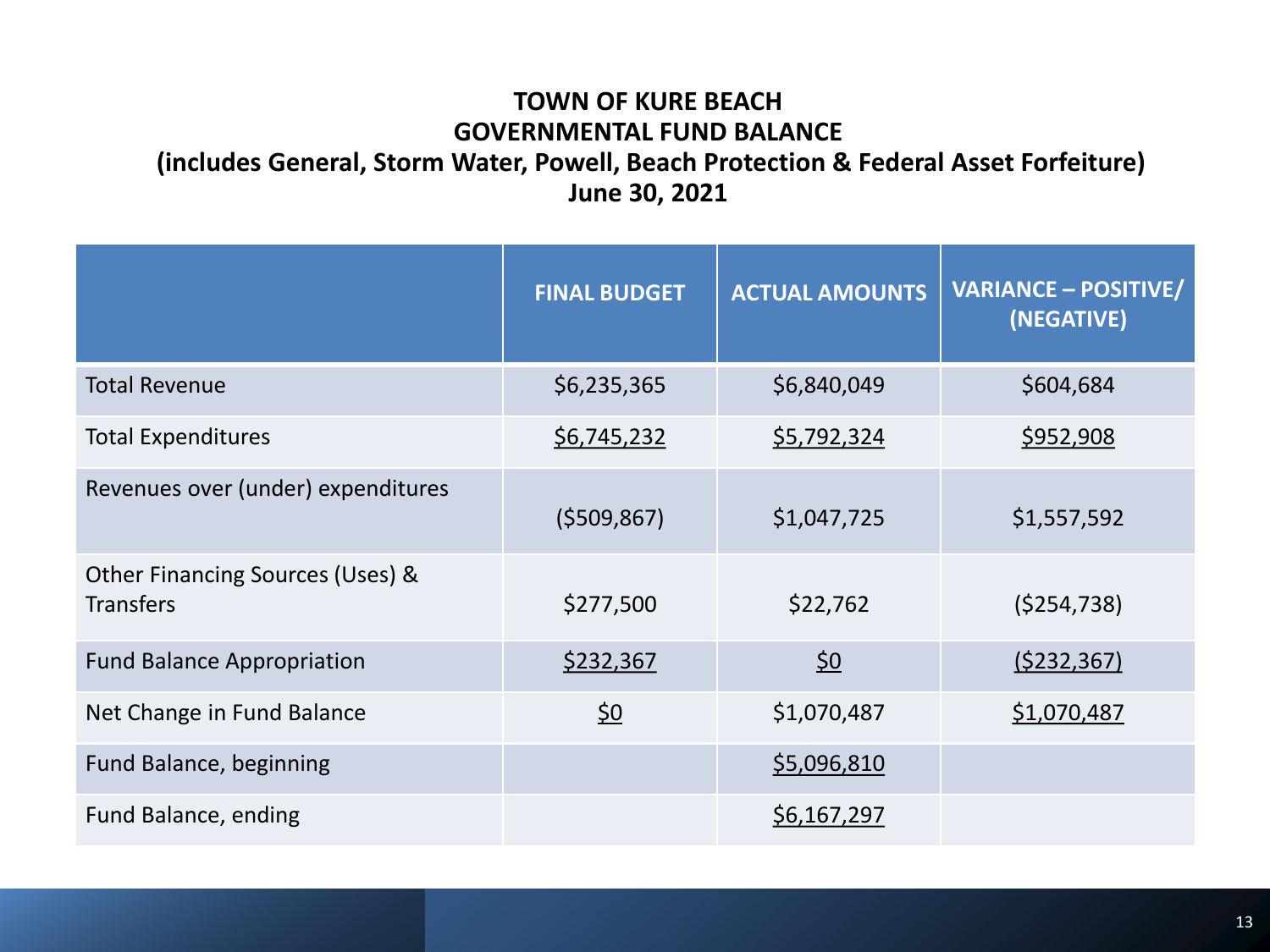# TOWN OF KURE BEACH
## GOVERNMENTAL FUND BALANCE
### (includes General, Storm Water, Powell, Beach Protection & Federal Asset Forfeiture)
### June 30, 2021

| | FINAL BUDGET | ACTUAL AMOUNTS | VARIANCE – POSITIVE/ (NEGATIVE) |
|---|---|---|---|
| Total Revenue | $6,235,365 | $6,840,049 | $604,684 |
| Total Expenditures | $6,745,232 | $5,792,324 | $952,908 |
| Revenues over (under) expenditures | ($509,867) | $1,047,725 | $1,557,592 |
| Other Financing Sources (Uses) & Transfers | $277,500 | $22,762 | ($254,738) |
| Fund Balance Appropriation | $232,367 | $0 | ($232,367) |
| Net Change in Fund Balance | $0 | $1,070,487 | $1,070,487 |
| Fund Balance, beginning | | $5,096,810 | |
| Fund Balance, ending | | $6,167,297 | |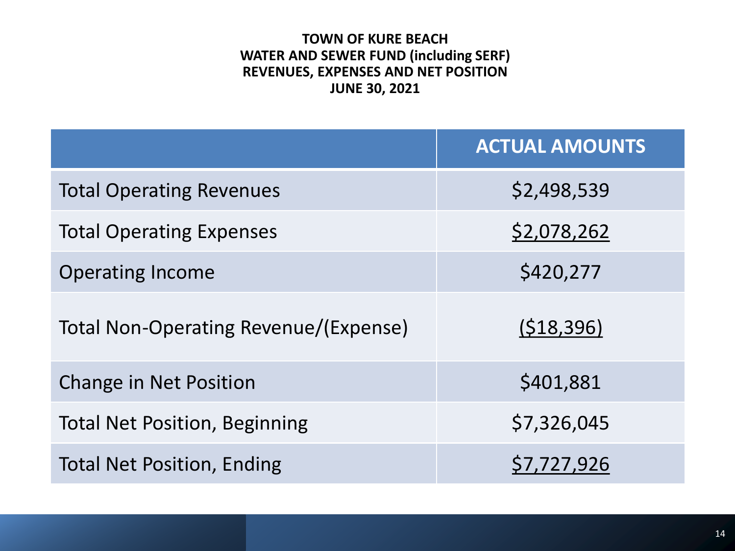**TOWN OF KURE BEACH**
**WATER AND SEWER FUND (including SERF)**
**REVENUES, EXPENSES AND NET POSITION**
**JUNE 30, 2021**

| | ACTUAL AMOUNTS |
|---|---|
| Total Operating Revenues | $2,498,539 |
| Total Operating Expenses | $2,078,262 |
| Operating Income | $420,277 |
| Total Non-Operating Revenue/(Expense) | ($18,396) |
| Change in Net Position | $401,881 |
| Total Net Position, Beginning | $7,326,045 |
| Total Net Position, Ending | $7,727,926 |